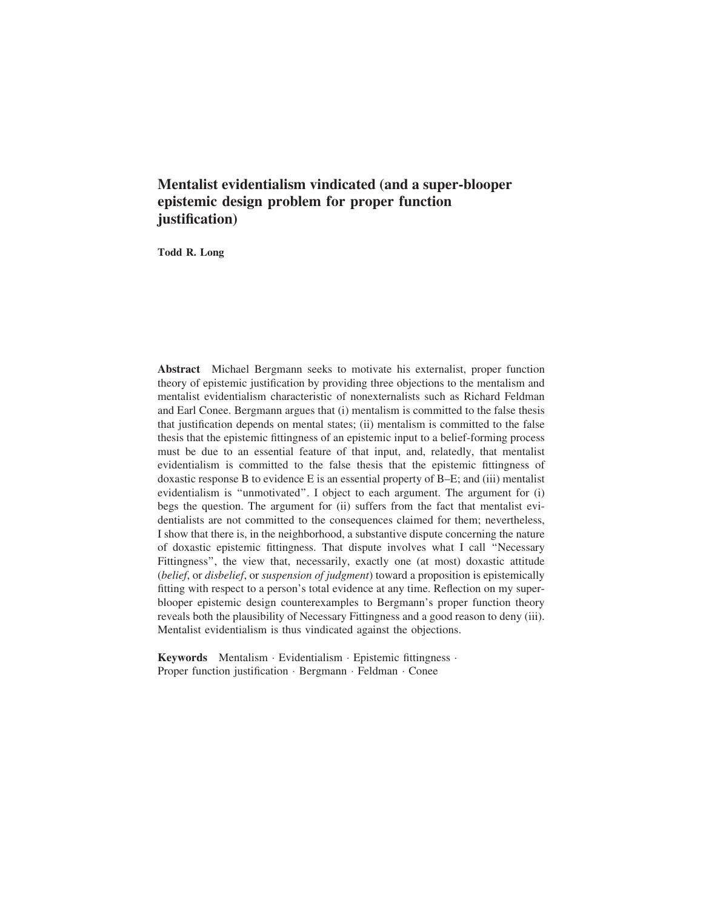# Mentalist evidentialism vindicated (and a super-blooper epistemic design problem for proper function justification)

**Todd R. Long**

**Abstract** Michael Bergmann seeks to motivate his externalist, proper function theory of epistemic justification by providing three objections to the mentalism and mentalist evidentialism characteristic of nonexternalists such as Richard Feldman and Earl Conee. Bergmann argues that (i) mentalism is committed to the false thesis that justification depends on mental states; (ii) mentalism is committed to the false thesis that the epistemic fittingness of an epistemic input to a belief-forming process must be due to an essential feature of that input, and, relatedly, that mentalist evidentialism is committed to the false thesis that the epistemic fittingness of doxastic response B to evidence E is an essential property of B–E; and (iii) mentalist evidentialism is "unmotivated". I object to each argument. The argument for (i) begs the question. The argument for (ii) suffers from the fact that mentalist evidentialists are not committed to the consequences claimed for them; nevertheless, I show that there is, in the neighborhood, a substantive dispute concerning the nature of doxastic epistemic fittingness. That dispute involves what I call "Necessary Fittingness", the view that, necessarily, exactly one (at most) doxastic attitude (*belief*, or *disbelief*, or *suspension of judgment*) toward a proposition is epistemically fitting with respect to a person's total evidence at any time. Reflection on my super-blooper epistemic design counterexamples to Bergmann's proper function theory reveals both the plausibility of Necessary Fittingness and a good reason to deny (iii). Mentalist evidentialism is thus vindicated against the objections.

**Keywords** Mentalism · Evidentialism · Epistemic fittingness · Proper function justification · Bergmann · Feldman · Conee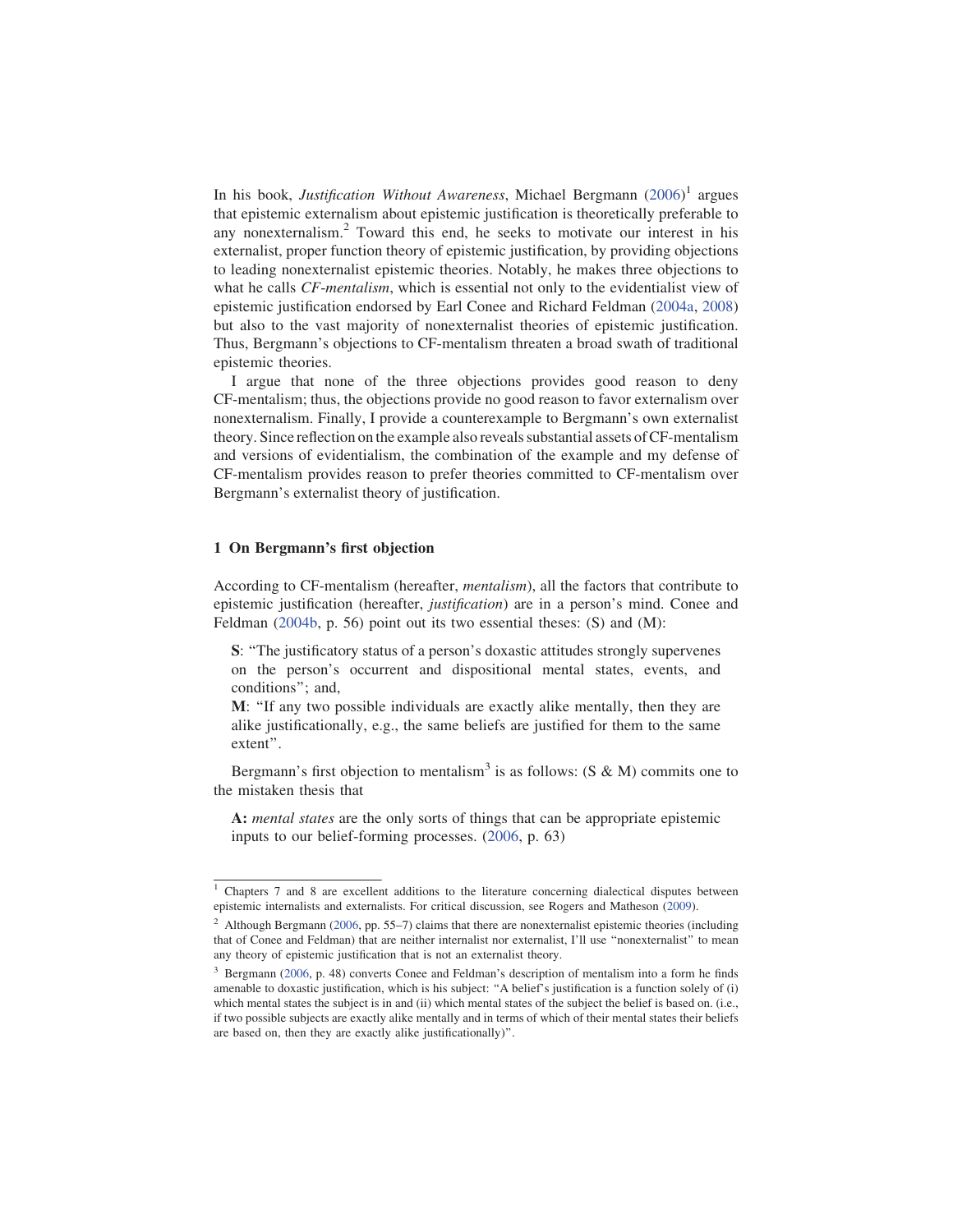In his book, *Justification Without Awareness*, Michael Bergmann (2006)[1] argues that epistemic externalism about epistemic justification is theoretically preferable to any nonexternalism.[2] Toward this end, he seeks to motivate our interest in his externalist, proper function theory of epistemic justification, by providing objections to leading nonexternalist epistemic theories. Notably, he makes three objections to what he calls *CF-mentalism*, which is essential not only to the evidentialist view of epistemic justification endorsed by Earl Conee and Richard Feldman (2004a, 2008) but also to the vast majority of nonexternalist theories of epistemic justification. Thus, Bergmann's objections to CF-mentalism threaten a broad swath of traditional epistemic theories.

I argue that none of the three objections provides good reason to deny CF-mentalism; thus, the objections provide no good reason to favor externalism over nonexternalism. Finally, I provide a counterexample to Bergmann's own externalist theory. Since reflection on the example also reveals substantial assets of CF-mentalism and versions of evidentialism, the combination of the example and my defense of CF-mentalism provides reason to prefer theories committed to CF-mentalism over Bergmann's externalist theory of justification.

## 1 On Bergmann's first objection

According to CF-mentalism (hereafter, *mentalism*), all the factors that contribute to epistemic justification (hereafter, *justification*) are in a person's mind. Conee and Feldman (2004b, p. 56) point out its two essential theses: (S) and (M):

> **S**: "The justificatory status of a person's doxastic attitudes strongly supervenes on the person's occurrent and dispositional mental states, events, and conditions"; and,
>
> **M**: "If any two possible individuals are exactly alike mentally, then they are alike justificationally, e.g., the same beliefs are justified for them to the same extent".

Bergmann's first objection to mentalism[3] is as follows: (S & M) commits one to the mistaken thesis that

> **A:** *mental states* are the only sorts of things that can be appropriate epistemic inputs to our belief-forming processes. (2006, p. 63)

---

[1] Chapters 7 and 8 are excellent additions to the literature concerning dialectical disputes between epistemic internalists and externalists. For critical discussion, see Rogers and Matheson (2009).

[2] Although Bergmann (2006, pp. 55–7) claims that there are nonexternalist epistemic theories (including that of Conee and Feldman) that are neither internalist nor externalist, I'll use "nonexternalist" to mean any theory of epistemic justification that is not an externalist theory.

[3] Bergmann (2006, p. 48) converts Conee and Feldman's description of mentalism into a form he finds amenable to doxastic justification, which is his subject: "A belief's justification is a function solely of (i) which mental states the subject is in and (ii) which mental states of the subject the belief is based on. (i.e., if two possible subjects are exactly alike mentally and in terms of which of their mental states their beliefs are based on, then they are exactly alike justificationally)".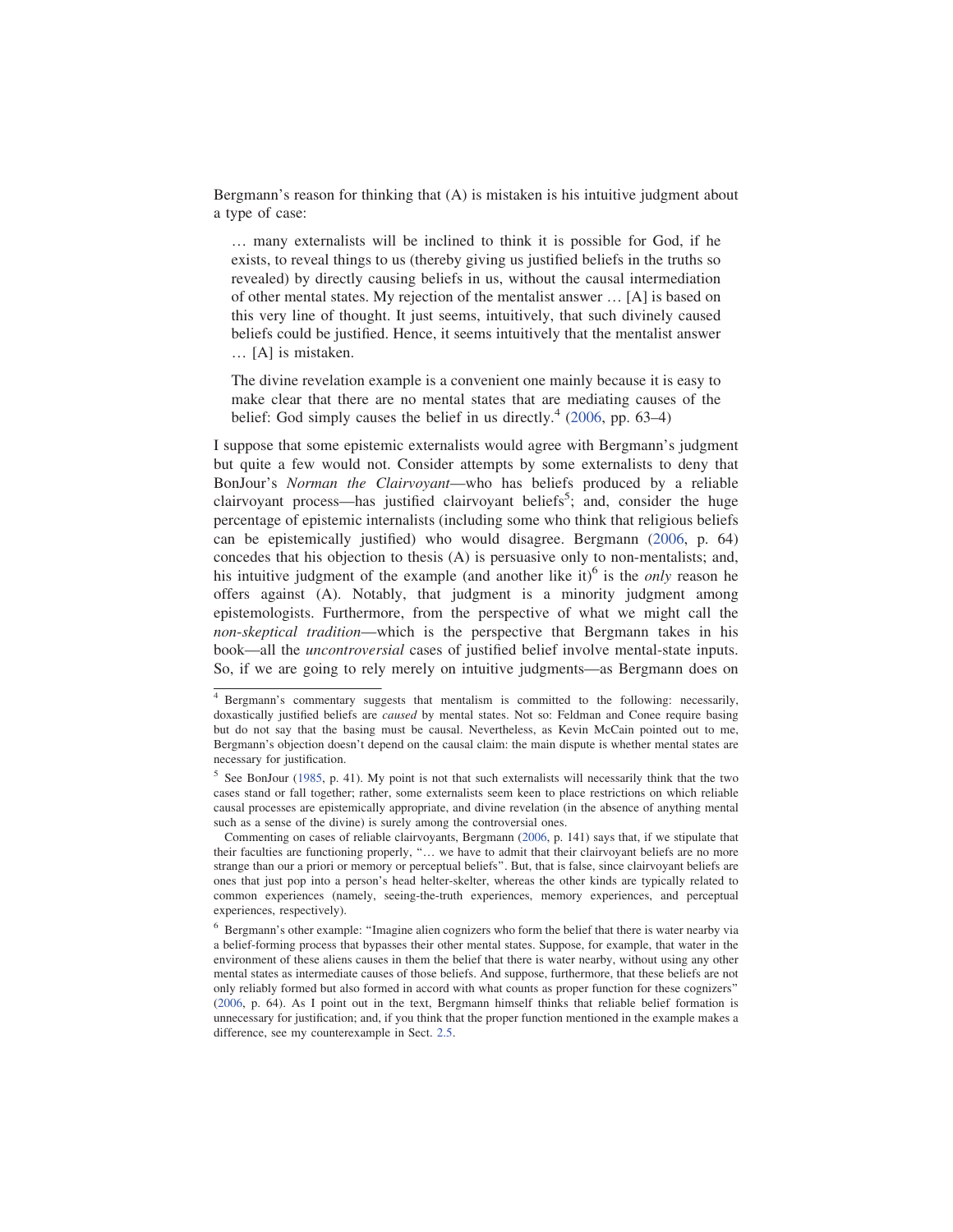Bergmann's reason for thinking that (A) is mistaken is his intuitive judgment about a type of case:

> … many externalists will be inclined to think it is possible for God, if he exists, to reveal things to us (thereby giving us justified beliefs in the truths so revealed) by directly causing beliefs in us, without the causal intermediation of other mental states. My rejection of the mentalist answer … [A] is based on this very line of thought. It just seems, intuitively, that such divinely caused beliefs could be justified. Hence, it seems intuitively that the mentalist answer … [A] is mistaken.
>
> The divine revelation example is a convenient one mainly because it is easy to make clear that there are no mental states that are mediating causes of the belief: God simply causes the belief in us directly.[4] (2006, pp. 63–4)

I suppose that some epistemic externalists would agree with Bergmann's judgment but quite a few would not. Consider attempts by some externalists to deny that BonJour's *Norman the Clairvoyant*—who has beliefs produced by a reliable clairvoyant process—has justified clairvoyant beliefs[5]; and, consider the huge percentage of epistemic internalists (including some who think that religious beliefs can be epistemically justified) who would disagree. Bergmann (2006, p. 64) concedes that his objection to thesis (A) is persuasive only to non-mentalists; and, his intuitive judgment of the example (and another like it)[6] is the *only* reason he offers against (A). Notably, that judgment is a minority judgment among epistemologists. Furthermore, from the perspective of what we might call the *non-skeptical tradition*—which is the perspective that Bergmann takes in his book—all the *uncontroversial* cases of justified belief involve mental-state inputs. So, if we are going to rely merely on intuitive judgments—as Bergmann does on

---

[4] Bergmann's commentary suggests that mentalism is committed to the following: necessarily, doxastically justified beliefs are *caused* by mental states. Not so: Feldman and Conee require basing but do not say that the basing must be causal. Nevertheless, as Kevin McCain pointed out to me, Bergmann's objection doesn't depend on the causal claim: the main dispute is whether mental states are necessary for justification.

[5] See BonJour (1985, p. 41). My point is not that such externalists will necessarily think that the two cases stand or fall together; rather, some externalists seem keen to place restrictions on which reliable causal processes are epistemically appropriate, and divine revelation (in the absence of anything mental such as a sense of the divine) is surely among the controversial ones.

Commenting on cases of reliable clairvoyants, Bergmann (2006, p. 141) says that, if we stipulate that their faculties are functioning properly, "… we have to admit that their clairvoyant beliefs are no more strange than our a priori or memory or perceptual beliefs". But, that is false, since clairvoyant beliefs are ones that just pop into a person's head helter-skelter, whereas the other kinds are typically related to common experiences (namely, seeing-the-truth experiences, memory experiences, and perceptual experiences, respectively).

[6] Bergmann's other example: "Imagine alien cognizers who form the belief that there is water nearby via a belief-forming process that bypasses their other mental states. Suppose, for example, that water in the environment of these aliens causes in them the belief that there is water nearby, without using any other mental states as intermediate causes of those beliefs. And suppose, furthermore, that these beliefs are not only reliably formed but also formed in accord with what counts as proper function for these cognizers" (2006, p. 64). As I point out in the text, Bergmann himself thinks that reliable belief formation is unnecessary for justification; and, if you think that the proper function mentioned in the example makes a difference, see my counterexample in Sect. 2.5.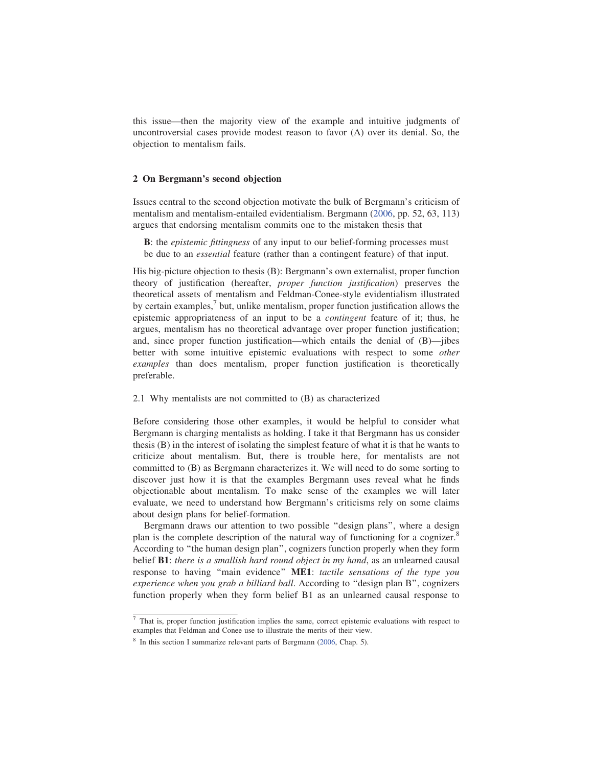this issue—then the majority view of the example and intuitive judgments of uncontroversial cases provide modest reason to favor (A) over its denial. So, the objection to mentalism fails.

## 2 On Bergmann's second objection

Issues central to the second objection motivate the bulk of Bergmann's criticism of mentalism and mentalism-entailed evidentialism. Bergmann (2006, pp. 52, 63, 113) argues that endorsing mentalism commits one to the mistaken thesis that

> **B**: the *epistemic fittingness* of any input to our belief-forming processes must be due to an *essential* feature (rather than a contingent feature) of that input.

His big-picture objection to thesis (B): Bergmann's own externalist, proper function theory of justification (hereafter, *proper function justification*) preserves the theoretical assets of mentalism and Feldman-Conee-style evidentialism illustrated by certain examples,[7] but, unlike mentalism, proper function justification allows the epistemic appropriateness of an input to be a *contingent* feature of it; thus, he argues, mentalism has no theoretical advantage over proper function justification; and, since proper function justification—which entails the denial of (B)—jibes better with some intuitive epistemic evaluations with respect to some *other examples* than does mentalism, proper function justification is theoretically preferable.

### 2.1 Why mentalists are not committed to (B) as characterized

Before considering those other examples, it would be helpful to consider what Bergmann is charging mentalists as holding. I take it that Bergmann has us consider thesis (B) in the interest of isolating the simplest feature of what it is that he wants to criticize about mentalism. But, there is trouble here, for mentalists are not committed to (B) as Bergmann characterizes it. We will need to do some sorting to discover just how it is that the examples Bergmann uses reveal what he finds objectionable about mentalism. To make sense of the examples we will later evaluate, we need to understand how Bergmann's criticisms rely on some claims about design plans for belief-formation.

Bergmann draws our attention to two possible "design plans", where a design plan is the complete description of the natural way of functioning for a cognizer.[8] According to "the human design plan", cognizers function properly when they form belief **B1**: *there is a smallish hard round object in my hand*, as an unlearned causal response to having "main evidence" **ME1**: *tactile sensations of the type you experience when you grab a billiard ball*. According to "design plan B", cognizers function properly when they form belief B1 as an unlearned causal response to

[7] That is, proper function justification implies the same, correct epistemic evaluations with respect to examples that Feldman and Conee use to illustrate the merits of their view.

[8] In this section I summarize relevant parts of Bergmann (2006, Chap. 5).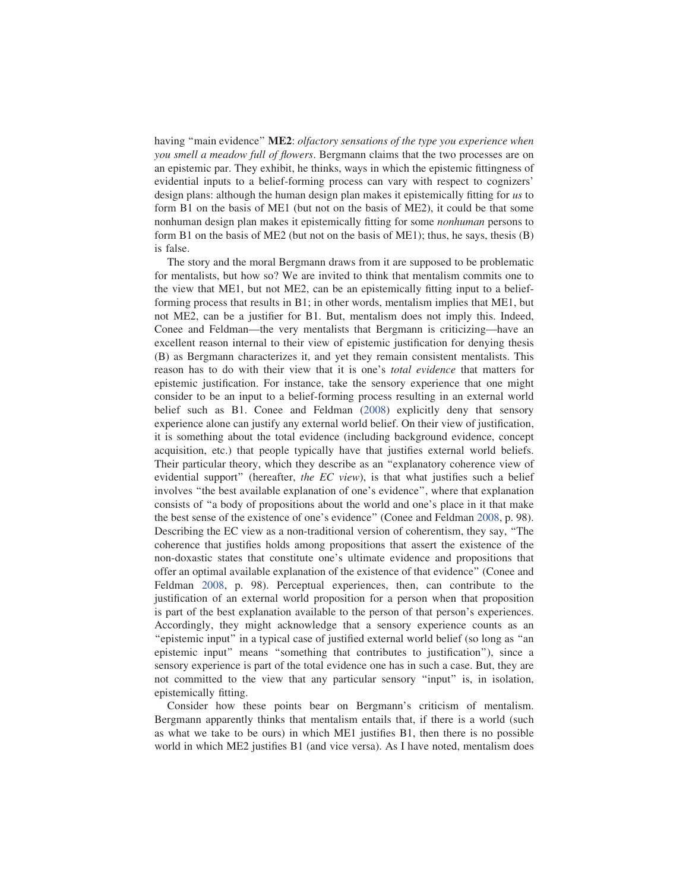having "main evidence" **ME2**: *olfactory sensations of the type you experience when you smell a meadow full of flowers*. Bergmann claims that the two processes are on an epistemic par. They exhibit, he thinks, ways in which the epistemic fittingness of evidential inputs to a belief-forming process can vary with respect to cognizers' design plans: although the human design plan makes it epistemically fitting for *us* to form B1 on the basis of ME1 (but not on the basis of ME2), it could be that some nonhuman design plan makes it epistemically fitting for some *nonhuman* persons to form B1 on the basis of ME2 (but not on the basis of ME1); thus, he says, thesis (B) is false.

The story and the moral Bergmann draws from it are supposed to be problematic for mentalists, but how so? We are invited to think that mentalism commits one to the view that ME1, but not ME2, can be an epistemically fitting input to a belief-forming process that results in B1; in other words, mentalism implies that ME1, but not ME2, can be a justifier for B1. But, mentalism does not imply this. Indeed, Conee and Feldman—the very mentalists that Bergmann is criticizing—have an excellent reason internal to their view of epistemic justification for denying thesis (B) as Bergmann characterizes it, and yet they remain consistent mentalists. This reason has to do with their view that it is one's *total evidence* that matters for epistemic justification. For instance, take the sensory experience that one might consider to be an input to a belief-forming process resulting in an external world belief such as B1. Conee and Feldman (2008) explicitly deny that sensory experience alone can justify any external world belief. On their view of justification, it is something about the total evidence (including background evidence, concept acquisition, etc.) that people typically have that justifies external world beliefs. Their particular theory, which they describe as an "explanatory coherence view of evidential support" (hereafter, *the EC view*), is that what justifies such a belief involves "the best available explanation of one's evidence", where that explanation consists of "a body of propositions about the world and one's place in it that make the best sense of the existence of one's evidence" (Conee and Feldman 2008, p. 98). Describing the EC view as a non-traditional version of coherentism, they say, "The coherence that justifies holds among propositions that assert the existence of the non-doxastic states that constitute one's ultimate evidence and propositions that offer an optimal available explanation of the existence of that evidence" (Conee and Feldman 2008, p. 98). Perceptual experiences, then, can contribute to the justification of an external world proposition for a person when that proposition is part of the best explanation available to the person of that person's experiences. Accordingly, they might acknowledge that a sensory experience counts as an "epistemic input" in a typical case of justified external world belief (so long as "an epistemic input" means "something that contributes to justification"), since a sensory experience is part of the total evidence one has in such a case. But, they are not committed to the view that any particular sensory "input" is, in isolation, epistemically fitting.

Consider how these points bear on Bergmann's criticism of mentalism. Bergmann apparently thinks that mentalism entails that, if there is a world (such as what we take to be ours) in which ME1 justifies B1, then there is no possible world in which ME2 justifies B1 (and vice versa). As I have noted, mentalism does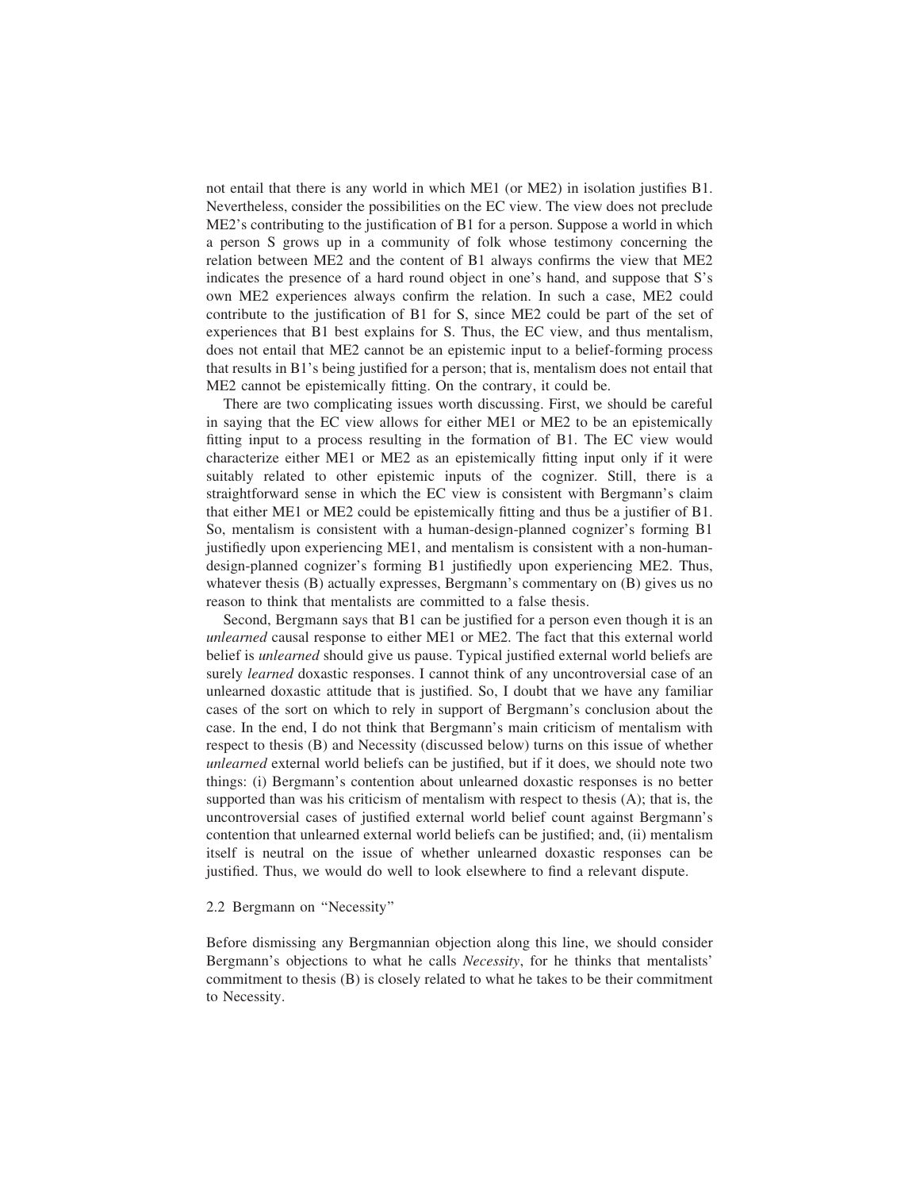not entail that there is any world in which ME1 (or ME2) in isolation justifies B1. Nevertheless, consider the possibilities on the EC view. The view does not preclude ME2's contributing to the justification of B1 for a person. Suppose a world in which a person S grows up in a community of folk whose testimony concerning the relation between ME2 and the content of B1 always confirms the view that ME2 indicates the presence of a hard round object in one's hand, and suppose that S's own ME2 experiences always confirm the relation. In such a case, ME2 could contribute to the justification of B1 for S, since ME2 could be part of the set of experiences that B1 best explains for S. Thus, the EC view, and thus mentalism, does not entail that ME2 cannot be an epistemic input to a belief-forming process that results in B1's being justified for a person; that is, mentalism does not entail that ME2 cannot be epistemically fitting. On the contrary, it could be.

There are two complicating issues worth discussing. First, we should be careful in saying that the EC view allows for either ME1 or ME2 to be an epistemically fitting input to a process resulting in the formation of B1. The EC view would characterize either ME1 or ME2 as an epistemically fitting input only if it were suitably related to other epistemic inputs of the cognizer. Still, there is a straightforward sense in which the EC view is consistent with Bergmann's claim that either ME1 or ME2 could be epistemically fitting and thus be a justifier of B1. So, mentalism is consistent with a human-design-planned cognizer's forming B1 justifiedly upon experiencing ME1, and mentalism is consistent with a non-human-design-planned cognizer's forming B1 justifiedly upon experiencing ME2. Thus, whatever thesis (B) actually expresses, Bergmann's commentary on (B) gives us no reason to think that mentalists are committed to a false thesis.

Second, Bergmann says that B1 can be justified for a person even though it is an *unlearned* causal response to either ME1 or ME2. The fact that this external world belief is *unlearned* should give us pause. Typical justified external world beliefs are surely *learned* doxastic responses. I cannot think of any uncontroversial case of an unlearned doxastic attitude that is justified. So, I doubt that we have any familiar cases of the sort on which to rely in support of Bergmann's conclusion about the case. In the end, I do not think that Bergmann's main criticism of mentalism with respect to thesis (B) and Necessity (discussed below) turns on this issue of whether *unlearned* external world beliefs can be justified, but if it does, we should note two things: (i) Bergmann's contention about unlearned doxastic responses is no better supported than was his criticism of mentalism with respect to thesis (A); that is, the uncontroversial cases of justified external world belief count against Bergmann's contention that unlearned external world beliefs can be justified; and, (ii) mentalism itself is neutral on the issue of whether unlearned doxastic responses can be justified. Thus, we would do well to look elsewhere to find a relevant dispute.

### 2.2 Bergmann on "Necessity"

Before dismissing any Bergmannian objection along this line, we should consider Bergmann's objections to what he calls *Necessity*, for he thinks that mentalists' commitment to thesis (B) is closely related to what he takes to be their commitment to Necessity.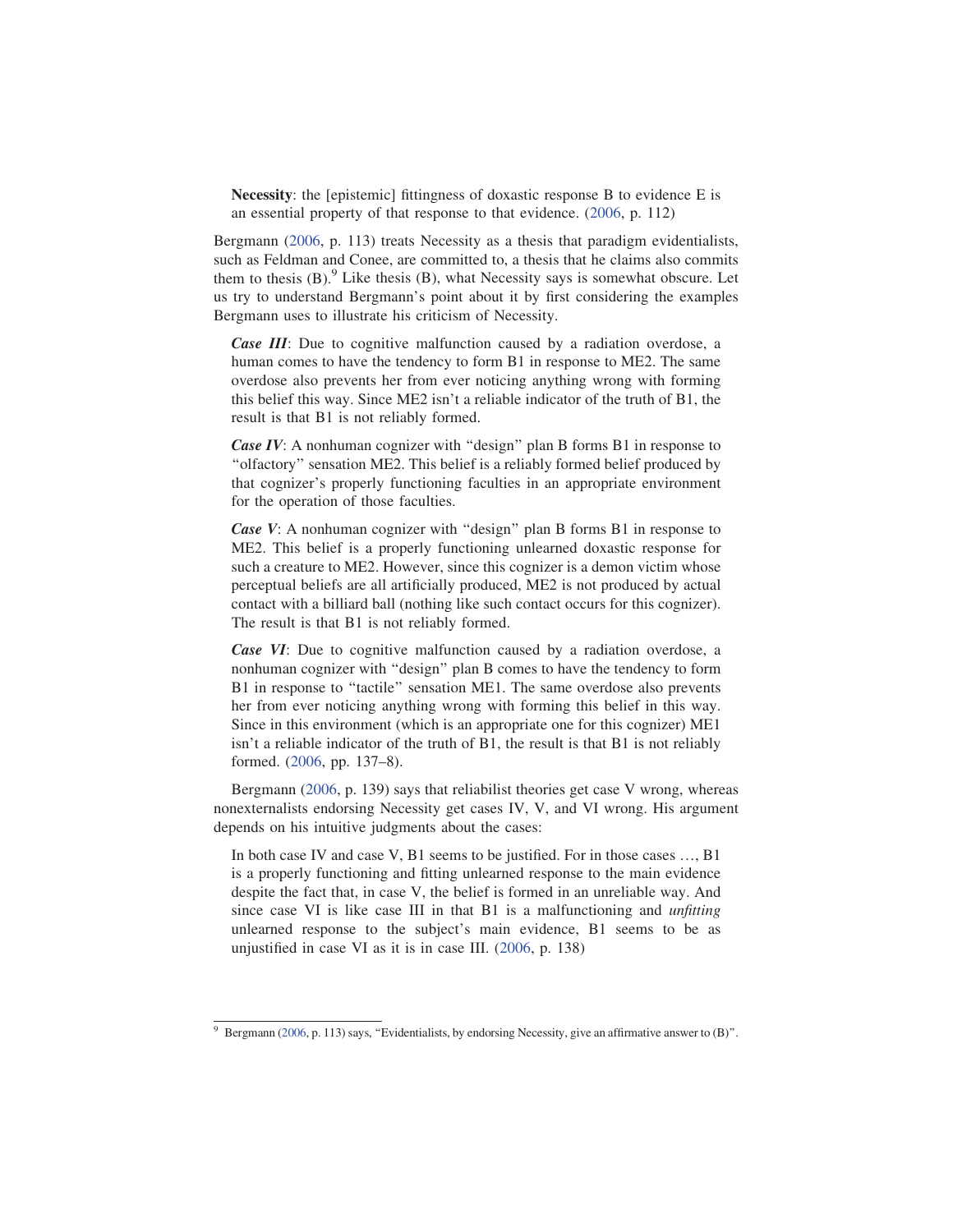> **Necessity**: the [epistemic] fittingness of doxastic response B to evidence E is an essential property of that response to that evidence. (2006, p. 112)

Bergmann (2006, p. 113) treats Necessity as a thesis that paradigm evidentialists, such as Feldman and Conee, are committed to, a thesis that he claims also commits them to thesis (B).[9] Like thesis (B), what Necessity says is somewhat obscure. Let us try to understand Bergmann's point about it by first considering the examples Bergmann uses to illustrate his criticism of Necessity.

> ***Case III***: Due to cognitive malfunction caused by a radiation overdose, a human comes to have the tendency to form B1 in response to ME2. The same overdose also prevents her from ever noticing anything wrong with forming this belief this way. Since ME2 isn't a reliable indicator of the truth of B1, the result is that B1 is not reliably formed.
>
> ***Case IV***: A nonhuman cognizer with "design" plan B forms B1 in response to "olfactory" sensation ME2. This belief is a reliably formed belief produced by that cognizer's properly functioning faculties in an appropriate environment for the operation of those faculties.
>
> ***Case V***: A nonhuman cognizer with "design" plan B forms B1 in response to ME2. This belief is a properly functioning unlearned doxastic response for such a creature to ME2. However, since this cognizer is a demon victim whose perceptual beliefs are all artificially produced, ME2 is not produced by actual contact with a billiard ball (nothing like such contact occurs for this cognizer). The result is that B1 is not reliably formed.
>
> ***Case VI***: Due to cognitive malfunction caused by a radiation overdose, a nonhuman cognizer with "design" plan B comes to have the tendency to form B1 in response to "tactile" sensation ME1. The same overdose also prevents her from ever noticing anything wrong with forming this belief in this way. Since in this environment (which is an appropriate one for this cognizer) ME1 isn't a reliable indicator of the truth of B1, the result is that B1 is not reliably formed. (2006, pp. 137–8).

Bergmann (2006, p. 139) says that reliabilist theories get case V wrong, whereas nonexternalists endorsing Necessity get cases IV, V, and VI wrong. His argument depends on his intuitive judgments about the cases:

> In both case IV and case V, B1 seems to be justified. For in those cases …, B1 is a properly functioning and fitting unlearned response to the main evidence despite the fact that, in case V, the belief is formed in an unreliable way. And since case VI is like case III in that B1 is a malfunctioning and *unfitting* unlearned response to the subject's main evidence, B1 seems to be as unjustified in case VI as it is in case III. (2006, p. 138)

[9] Bergmann (2006, p. 113) says, "Evidentialists, by endorsing Necessity, give an affirmative answer to (B)".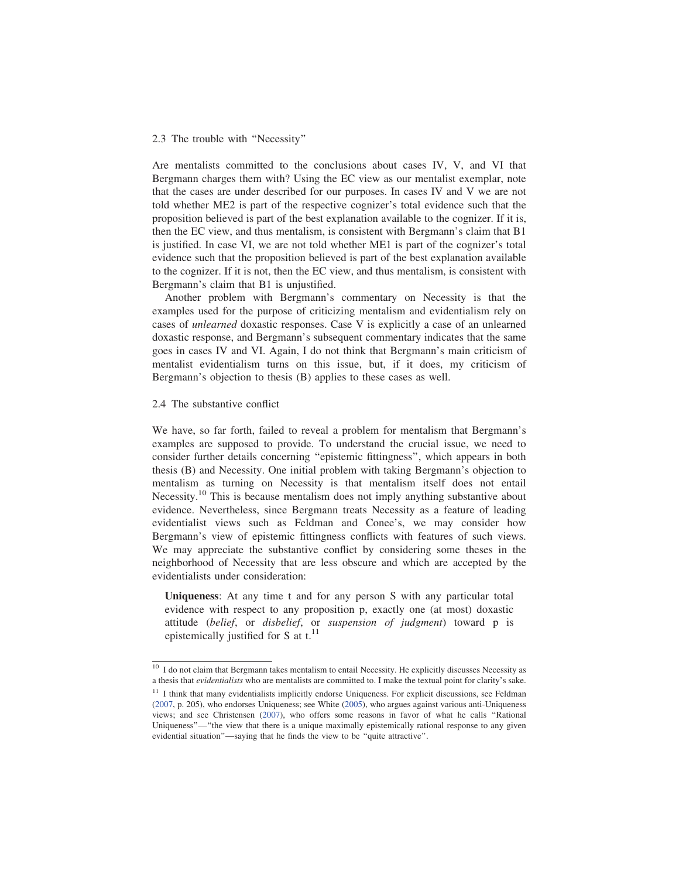### 2.3 The trouble with "Necessity"

Are mentalists committed to the conclusions about cases IV, V, and VI that Bergmann charges them with? Using the EC view as our mentalist exemplar, note that the cases are under described for our purposes. In cases IV and V we are not told whether ME2 is part of the respective cognizer's total evidence such that the proposition believed is part of the best explanation available to the cognizer. If it is, then the EC view, and thus mentalism, is consistent with Bergmann's claim that B1 is justified. In case VI, we are not told whether ME1 is part of the cognizer's total evidence such that the proposition believed is part of the best explanation available to the cognizer. If it is not, then the EC view, and thus mentalism, is consistent with Bergmann's claim that B1 is unjustified.

Another problem with Bergmann's commentary on Necessity is that the examples used for the purpose of criticizing mentalism and evidentialism rely on cases of *unlearned* doxastic responses. Case V is explicitly a case of an unlearned doxastic response, and Bergmann's subsequent commentary indicates that the same goes in cases IV and VI. Again, I do not think that Bergmann's main criticism of mentalist evidentialism turns on this issue, but, if it does, my criticism of Bergmann's objection to thesis (B) applies to these cases as well.

### 2.4 The substantive conflict

We have, so far forth, failed to reveal a problem for mentalism that Bergmann's examples are supposed to provide. To understand the crucial issue, we need to consider further details concerning "epistemic fittingness", which appears in both thesis (B) and Necessity. One initial problem with taking Bergmann's objection to mentalism as turning on Necessity is that mentalism itself does not entail Necessity.[10] This is because mentalism does not imply anything substantive about evidence. Nevertheless, since Bergmann treats Necessity as a feature of leading evidentialist views such as Feldman and Conee's, we may consider how Bergmann's view of epistemic fittingness conflicts with features of such views. We may appreciate the substantive conflict by considering some theses in the neighborhood of Necessity that are less obscure and which are accepted by the evidentialists under consideration:

> **Uniqueness**: At any time t and for any person S with any particular total evidence with respect to any proposition p, exactly one (at most) doxastic attitude (*belief*, or *disbelief*, or *suspension of judgment*) toward p is epistemically justified for S at t.[11]

---

[10] I do not claim that Bergmann takes mentalism to entail Necessity. He explicitly discusses Necessity as a thesis that *evidentialists* who are mentalists are committed to. I make the textual point for clarity's sake.

[11] I think that many evidentialists implicitly endorse Uniqueness. For explicit discussions, see Feldman (2007, p. 205), who endorses Uniqueness; see White (2005), who argues against various anti-Uniqueness views; and see Christensen (2007), who offers some reasons in favor of what he calls "Rational Uniqueness"—"the view that there is a unique maximally epistemically rational response to any given evidential situation"—saying that he finds the view to be "quite attractive".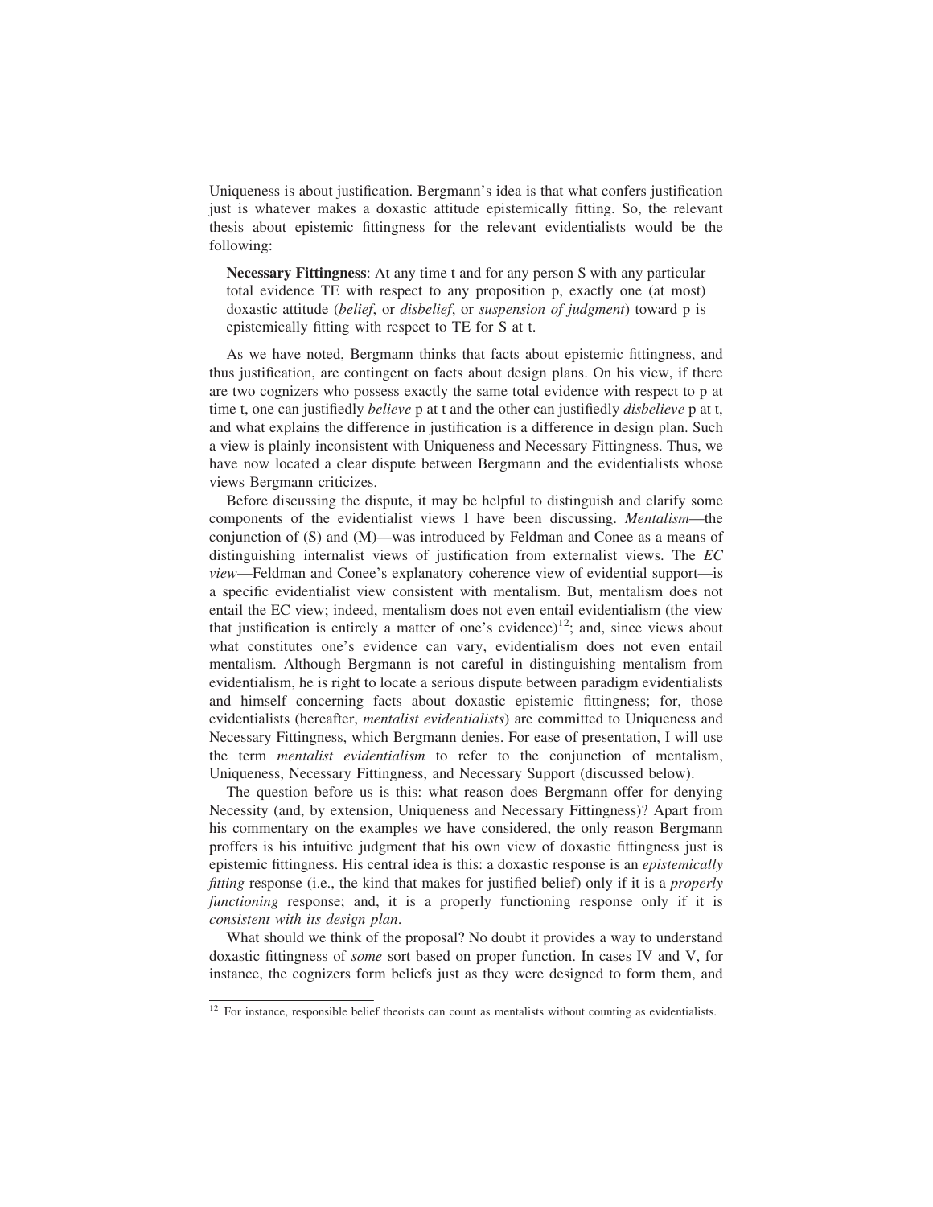Uniqueness is about justification. Bergmann's idea is that what confers justification just is whatever makes a doxastic attitude epistemically fitting. So, the relevant thesis about epistemic fittingness for the relevant evidentialists would be the following:

> **Necessary Fittingness**: At any time t and for any person S with any particular total evidence TE with respect to any proposition p, exactly one (at most) doxastic attitude (*belief*, or *disbelief*, or *suspension of judgment*) toward p is epistemically fitting with respect to TE for S at t.

As we have noted, Bergmann thinks that facts about epistemic fittingness, and thus justification, are contingent on facts about design plans. On his view, if there are two cognizers who possess exactly the same total evidence with respect to p at time t, one can justifiedly *believe* p at t and the other can justifiedly *disbelieve* p at t, and what explains the difference in justification is a difference in design plan. Such a view is plainly inconsistent with Uniqueness and Necessary Fittingness. Thus, we have now located a clear dispute between Bergmann and the evidentialists whose views Bergmann criticizes.

Before discussing the dispute, it may be helpful to distinguish and clarify some components of the evidentialist views I have been discussing. *Mentalism*—the conjunction of (S) and (M)—was introduced by Feldman and Conee as a means of distinguishing internalist views of justification from externalist views. The *EC view*—Feldman and Conee's explanatory coherence view of evidential support—is a specific evidentialist view consistent with mentalism. But, mentalism does not entail the EC view; indeed, mentalism does not even entail evidentialism (the view that justification is entirely a matter of one's evidence)[12]; and, since views about what constitutes one's evidence can vary, evidentialism does not even entail mentalism. Although Bergmann is not careful in distinguishing mentalism from evidentialism, he is right to locate a serious dispute between paradigm evidentialists and himself concerning facts about doxastic epistemic fittingness; for, those evidentialists (hereafter, *mentalist evidentialists*) are committed to Uniqueness and Necessary Fittingness, which Bergmann denies. For ease of presentation, I will use the term *mentalist evidentialism* to refer to the conjunction of mentalism, Uniqueness, Necessary Fittingness, and Necessary Support (discussed below).

The question before us is this: what reason does Bergmann offer for denying Necessity (and, by extension, Uniqueness and Necessary Fittingness)? Apart from his commentary on the examples we have considered, the only reason Bergmann proffers is his intuitive judgment that his own view of doxastic fittingness just is epistemic fittingness. His central idea is this: a doxastic response is an *epistemically fitting* response (i.e., the kind that makes for justified belief) only if it is a *properly functioning* response; and, it is a properly functioning response only if it is *consistent with its design plan*.

What should we think of the proposal? No doubt it provides a way to understand doxastic fittingness of *some* sort based on proper function. In cases IV and V, for instance, the cognizers form beliefs just as they were designed to form them, and

[12] For instance, responsible belief theorists can count as mentalists without counting as evidentialists.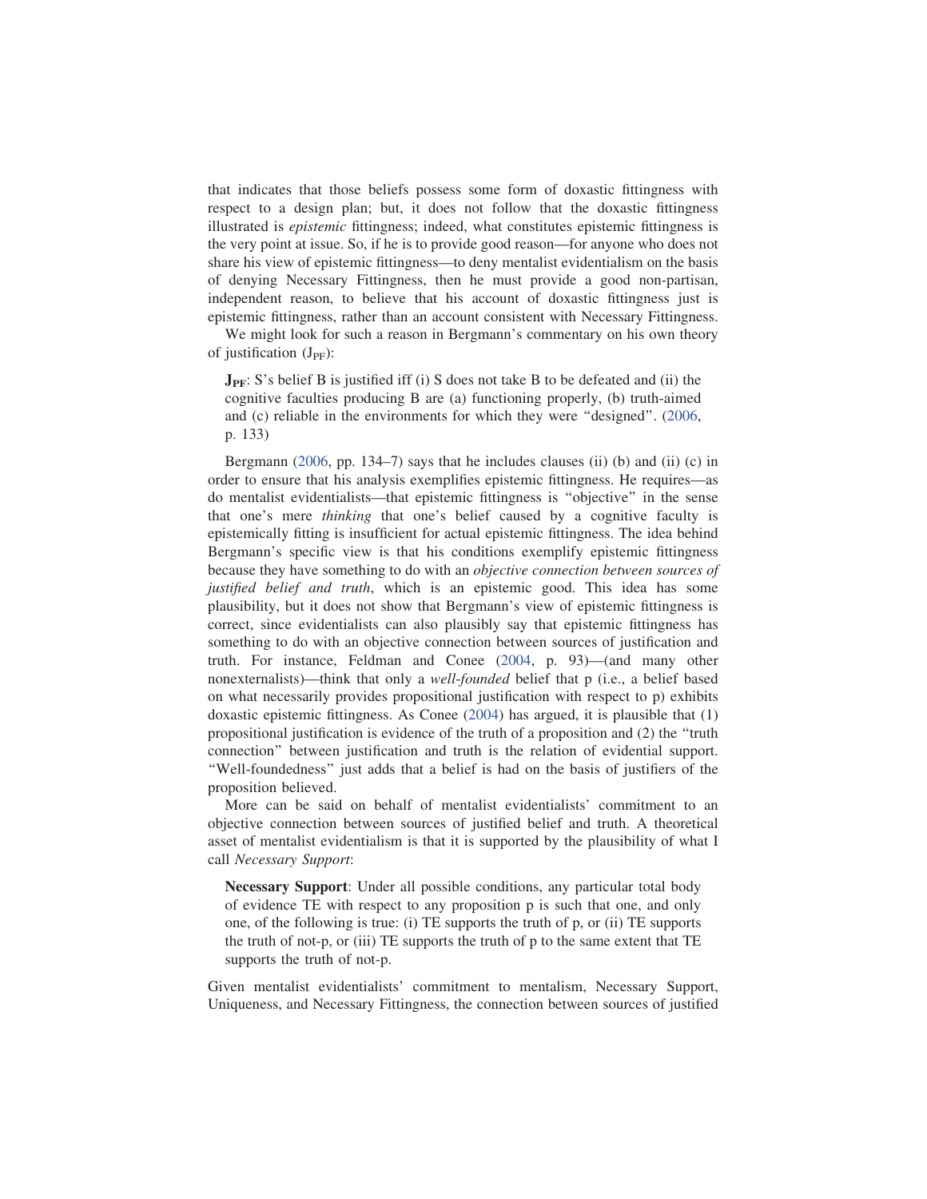that indicates that those beliefs possess some form of doxastic fittingness with respect to a design plan; but, it does not follow that the doxastic fittingness illustrated is *epistemic* fittingness; indeed, what constitutes epistemic fittingness is the very point at issue. So, if he is to provide good reason—for anyone who does not share his view of epistemic fittingness—to deny mentalist evidentialism on the basis of denying Necessary Fittingness, then he must provide a good non-partisan, independent reason, to believe that his account of doxastic fittingness just is epistemic fittingness, rather than an account consistent with Necessary Fittingness.

We might look for such a reason in Bergmann's commentary on his own theory of justification ($J_{PF}$):

> **$J_{PF}$**: S's belief B is justified iff (i) S does not take B to be defeated and (ii) the cognitive faculties producing B are (a) functioning properly, (b) truth-aimed and (c) reliable in the environments for which they were "designed". (2006, p. 133)

Bergmann (2006, pp. 134–7) says that he includes clauses (ii) (b) and (ii) (c) in order to ensure that his analysis exemplifies epistemic fittingness. He requires—as do mentalist evidentialists—that epistemic fittingness is "objective" in the sense that one's mere *thinking* that one's belief caused by a cognitive faculty is epistemically fitting is insufficient for actual epistemic fittingness. The idea behind Bergmann's specific view is that his conditions exemplify epistemic fittingness because they have something to do with an *objective connection between sources of justified belief and truth*, which is an epistemic good. This idea has some plausibility, but it does not show that Bergmann's view of epistemic fittingness is correct, since evidentialists can also plausibly say that epistemic fittingness has something to do with an objective connection between sources of justification and truth. For instance, Feldman and Conee (2004, p. 93)—(and many other nonexternalists)—think that only a *well-founded* belief that p (i.e., a belief based on what necessarily provides propositional justification with respect to p) exhibits doxastic epistemic fittingness. As Conee (2004) has argued, it is plausible that (1) propositional justification is evidence of the truth of a proposition and (2) the "truth connection" between justification and truth is the relation of evidential support. "Well-foundedness" just adds that a belief is had on the basis of justifiers of the proposition believed.

More can be said on behalf of mentalist evidentialists' commitment to an objective connection between sources of justified belief and truth. A theoretical asset of mentalist evidentialism is that it is supported by the plausibility of what I call *Necessary Support*:

> **Necessary Support**: Under all possible conditions, any particular total body of evidence TE with respect to any proposition p is such that one, and only one, of the following is true: (i) TE supports the truth of p, or (ii) TE supports the truth of not-p, or (iii) TE supports the truth of p to the same extent that TE supports the truth of not-p.

Given mentalist evidentialists' commitment to mentalism, Necessary Support, Uniqueness, and Necessary Fittingness, the connection between sources of justified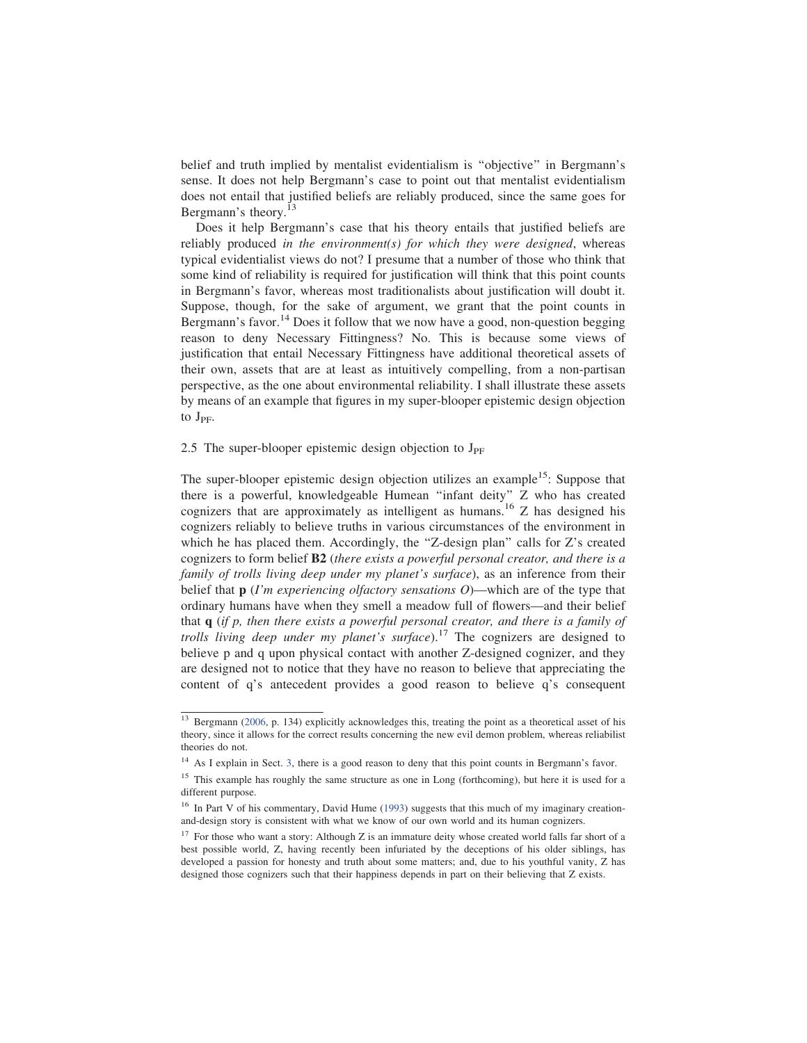belief and truth implied by mentalist evidentialism is "objective" in Bergmann's sense. It does not help Bergmann's case to point out that mentalist evidentialism does not entail that justified beliefs are reliably produced, since the same goes for Bergmann's theory.[13]

Does it help Bergmann's case that his theory entails that justified beliefs are reliably produced *in the environment(s) for which they were designed*, whereas typical evidentialist views do not? I presume that a number of those who think that some kind of reliability is required for justification will think that this point counts in Bergmann's favor, whereas most traditionalists about justification will doubt it. Suppose, though, for the sake of argument, we grant that the point counts in Bergmann's favor.[14] Does it follow that we now have a good, non-question begging reason to deny Necessary Fittingness? No. This is because some views of justification that entail Necessary Fittingness have additional theoretical assets of their own, assets that are at least as intuitively compelling, from a non-partisan perspective, as the one about environmental reliability. I shall illustrate these assets by means of an example that figures in my super-blooper epistemic design objection to $J_{PF}$.

## 2.5 The super-blooper epistemic design objection to $J_{PF}$

The super-blooper epistemic design objection utilizes an example[15]: Suppose that there is a powerful, knowledgeable Humean "infant deity" Z who has created cognizers that are approximately as intelligent as humans.[16] Z has designed his cognizers reliably to believe truths in various circumstances of the environment in which he has placed them. Accordingly, the "Z-design plan" calls for Z's created cognizers to form belief **B2** (*there exists a powerful personal creator, and there is a family of trolls living deep under my planet's surface*), as an inference from their belief that **p** (*I'm experiencing olfactory sensations O*)—which are of the type that ordinary humans have when they smell a meadow full of flowers—and their belief that **q** (*if p, then there exists a powerful personal creator, and there is a family of trolls living deep under my planet's surface*).[17] The cognizers are designed to believe p and q upon physical contact with another Z-designed cognizer, and they are designed not to notice that they have no reason to believe that appreciating the content of q's antecedent provides a good reason to believe q's consequent

---

[13] Bergmann (2006, p. 134) explicitly acknowledges this, treating the point as a theoretical asset of his theory, since it allows for the correct results concerning the new evil demon problem, whereas reliabilist theories do not.

[14] As I explain in Sect. 3, there is a good reason to deny that this point counts in Bergmann's favor.

[15] This example has roughly the same structure as one in Long (forthcoming), but here it is used for a different purpose.

[16] In Part V of his commentary, David Hume (1993) suggests that this much of my imaginary creation-and-design story is consistent with what we know of our own world and its human cognizers.

[17] For those who want a story: Although Z is an immature deity whose created world falls far short of a best possible world, Z, having recently been infuriated by the deceptions of his older siblings, has developed a passion for honesty and truth about some matters; and, due to his youthful vanity, Z has designed those cognizers such that their happiness depends in part on their believing that Z exists.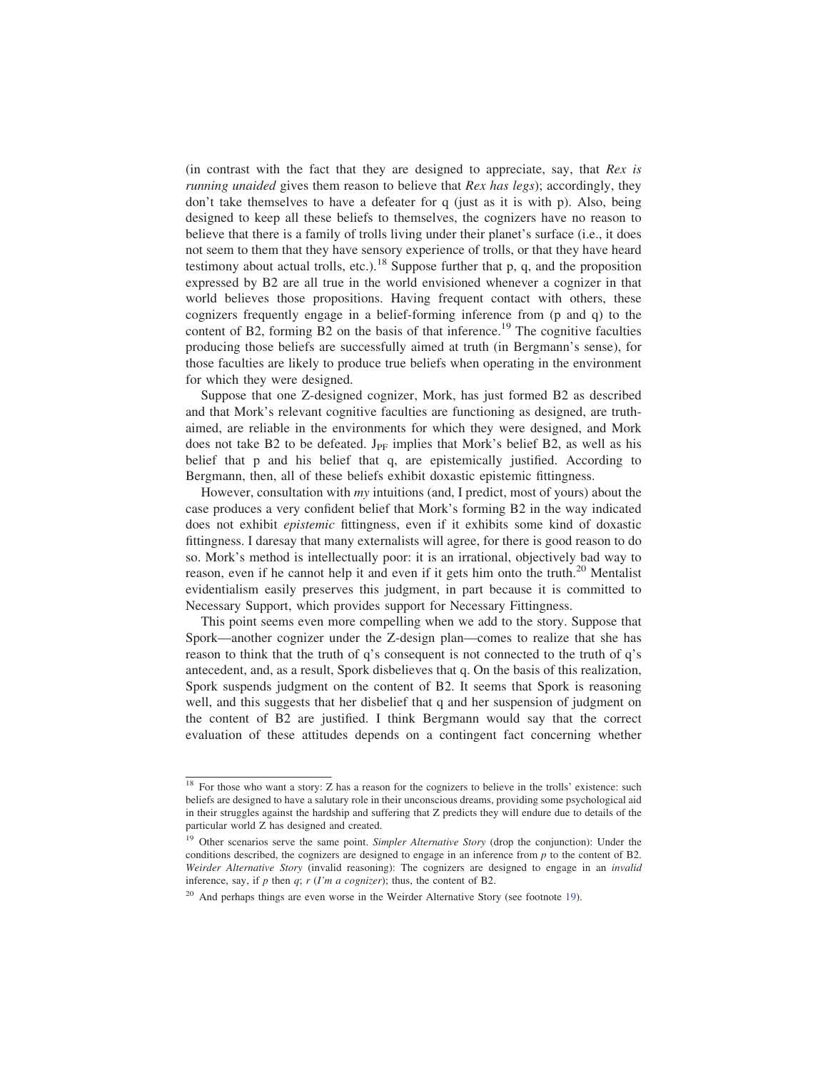(in contrast with the fact that they are designed to appreciate, say, that *Rex is running unaided* gives them reason to believe that *Rex has legs*); accordingly, they don't take themselves to have a defeater for q (just as it is with p). Also, being designed to keep all these beliefs to themselves, the cognizers have no reason to believe that there is a family of trolls living under their planet's surface (i.e., it does not seem to them that they have sensory experience of trolls, or that they have heard testimony about actual trolls, etc.).[18] Suppose further that p, q, and the proposition expressed by B2 are all true in the world envisioned whenever a cognizer in that world believes those propositions. Having frequent contact with others, these cognizers frequently engage in a belief-forming inference from (p and q) to the content of B2, forming B2 on the basis of that inference.[19] The cognitive faculties producing those beliefs are successfully aimed at truth (in Bergmann's sense), for those faculties are likely to produce true beliefs when operating in the environment for which they were designed.

Suppose that one Z-designed cognizer, Mork, has just formed B2 as described and that Mork's relevant cognitive faculties are functioning as designed, are truth-aimed, are reliable in the environments for which they were designed, and Mork does not take B2 to be defeated. $J_{PF}$ implies that Mork's belief B2, as well as his belief that p and his belief that q, are epistemically justified. According to Bergmann, then, all of these beliefs exhibit doxastic epistemic fittingness.

However, consultation with *my* intuitions (and, I predict, most of yours) about the case produces a very confident belief that Mork's forming B2 in the way indicated does not exhibit *epistemic* fittingness, even if it exhibits some kind of doxastic fittingness. I daresay that many externalists will agree, for there is good reason to do so. Mork's method is intellectually poor: it is an irrational, objectively bad way to reason, even if he cannot help it and even if it gets him onto the truth.[20] Mentalist evidentialism easily preserves this judgment, in part because it is committed to Necessary Support, which provides support for Necessary Fittingness.

This point seems even more compelling when we add to the story. Suppose that Spork—another cognizer under the Z-design plan—comes to realize that she has reason to think that the truth of q's consequent is not connected to the truth of q's antecedent, and, as a result, Spork disbelieves that q. On the basis of this realization, Spork suspends judgment on the content of B2. It seems that Spork is reasoning well, and this suggests that her disbelief that q and her suspension of judgment on the content of B2 are justified. I think Bergmann would say that the correct evaluation of these attitudes depends on a contingent fact concerning whether

---

[18] For those who want a story: Z has a reason for the cognizers to believe in the trolls' existence: such beliefs are designed to have a salutary role in their unconscious dreams, providing some psychological aid in their struggles against the hardship and suffering that Z predicts they will endure due to details of the particular world Z has designed and created.

[19] Other scenarios serve the same point. *Simpler Alternative Story* (drop the conjunction): Under the conditions described, the cognizers are designed to engage in an inference from *p* to the content of B2. *Weirder Alternative Story* (invalid reasoning): The cognizers are designed to engage in an *invalid* inference, say, if *p* then *q*; *r* (*I'm a cognizer*); thus, the content of B2.

[20] And perhaps things are even worse in the Weirder Alternative Story (see footnote 19).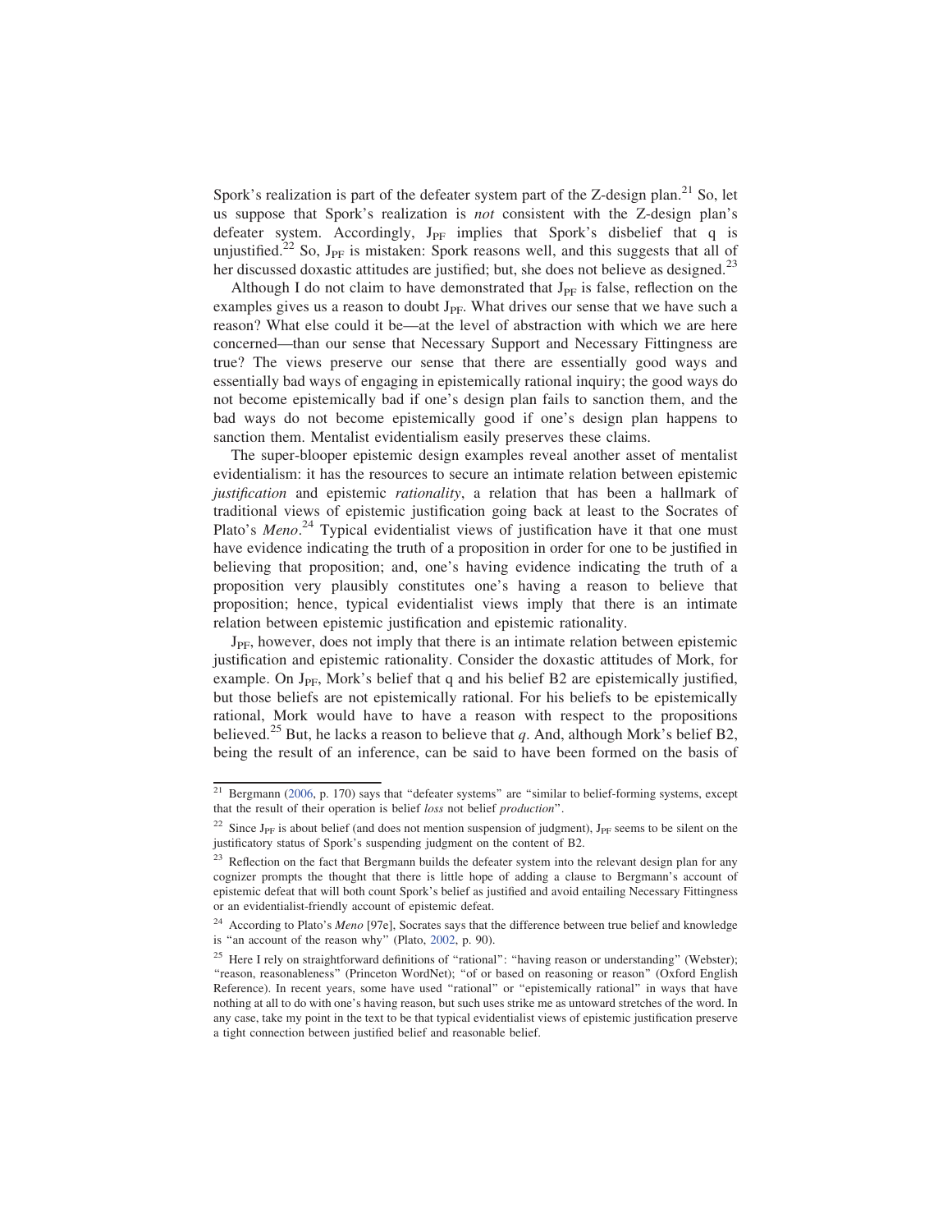Spork's realization is part of the defeater system part of the Z-design plan.[21] So, let us suppose that Spork's realization is *not* consistent with the Z-design plan's defeater system. Accordingly, $J_{PF}$ implies that Spork's disbelief that q is unjustified.[22] So, $J_{PF}$ is mistaken: Spork reasons well, and this suggests that all of her discussed doxastic attitudes are justified; but, she does not believe as designed.[23]

Although I do not claim to have demonstrated that $J_{PF}$ is false, reflection on the examples gives us a reason to doubt $J_{PF}$. What drives our sense that we have such a reason? What else could it be—at the level of abstraction with which we are here concerned—than our sense that Necessary Support and Necessary Fittingness are true? The views preserve our sense that there are essentially good ways and essentially bad ways of engaging in epistemically rational inquiry; the good ways do not become epistemically bad if one's design plan fails to sanction them, and the bad ways do not become epistemically good if one's design plan happens to sanction them. Mentalist evidentialism easily preserves these claims.

The super-blooper epistemic design examples reveal another asset of mentalist evidentialism: it has the resources to secure an intimate relation between epistemic *justification* and epistemic *rationality*, a relation that has been a hallmark of traditional views of epistemic justification going back at least to the Socrates of Plato's *Meno*.[24] Typical evidentialist views of justification have it that one must have evidence indicating the truth of a proposition in order for one to be justified in believing that proposition; and, one's having evidence indicating the truth of a proposition very plausibly constitutes one's having a reason to believe that proposition; hence, typical evidentialist views imply that there is an intimate relation between epistemic justification and epistemic rationality.

$J_{PF}$, however, does not imply that there is an intimate relation between epistemic justification and epistemic rationality. Consider the doxastic attitudes of Mork, for example. On $J_{PF}$, Mork's belief that q and his belief B2 are epistemically justified, but those beliefs are not epistemically rational. For his beliefs to be epistemically rational, Mork would have to have a reason with respect to the propositions believed.[25] But, he lacks a reason to believe that *q*. And, although Mork's belief B2, being the result of an inference, can be said to have been formed on the basis of

[21] Bergmann (2006, p. 170) says that "defeater systems" are "similar to belief-forming systems, except that the result of their operation is belief *loss* not belief *production*".

[22] Since $J_{PF}$ is about belief (and does not mention suspension of judgment), $J_{PF}$ seems to be silent on the justificatory status of Spork's suspending judgment on the content of B2.

[23] Reflection on the fact that Bergmann builds the defeater system into the relevant design plan for any cognizer prompts the thought that there is little hope of adding a clause to Bergmann's account of epistemic defeat that will both count Spork's belief as justified and avoid entailing Necessary Fittingness or an evidentialist-friendly account of epistemic defeat.

[24] According to Plato's *Meno* [97e], Socrates says that the difference between true belief and knowledge is "an account of the reason why" (Plato, 2002, p. 90).

[25] Here I rely on straightforward definitions of "rational": "having reason or understanding" (Webster); "reason, reasonableness" (Princeton WordNet); "of or based on reasoning or reason" (Oxford English Reference). In recent years, some have used "rational" or "epistemically rational" in ways that have nothing at all to do with one's having reason, but such uses strike me as untoward stretches of the word. In any case, take my point in the text to be that typical evidentialist views of epistemic justification preserve a tight connection between justified belief and reasonable belief.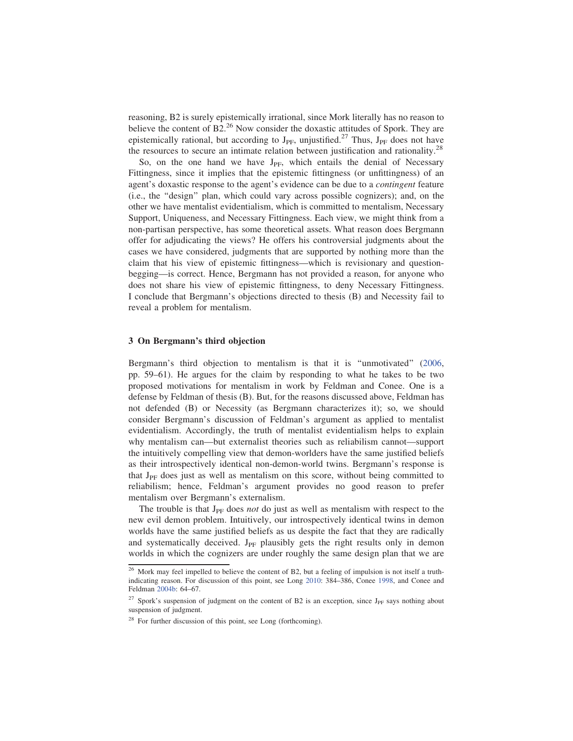reasoning, B2 is surely epistemically irrational, since Mork literally has no reason to believe the content of B2.[26] Now consider the doxastic attitudes of Spork. They are epistemically rational, but according to $J_{PF}$, unjustified.[27] Thus, $J_{PF}$ does not have the resources to secure an intimate relation between justification and rationality.[28]

So, on the one hand we have $J_{PF}$, which entails the denial of Necessary Fittingness, since it implies that the epistemic fittingness (or unfittingness) of an agent's doxastic response to the agent's evidence can be due to a *contingent* feature (i.e., the "design" plan, which could vary across possible cognizers); and, on the other we have mentalist evidentialism, which is committed to mentalism, Necessary Support, Uniqueness, and Necessary Fittingness. Each view, we might think from a non-partisan perspective, has some theoretical assets. What reason does Bergmann offer for adjudicating the views? He offers his controversial judgments about the cases we have considered, judgments that are supported by nothing more than the claim that his view of epistemic fittingness—which is revisionary and question-begging—is correct. Hence, Bergmann has not provided a reason, for anyone who does not share his view of epistemic fittingness, to deny Necessary Fittingness. I conclude that Bergmann's objections directed to thesis (B) and Necessity fail to reveal a problem for mentalism.

## 3 On Bergmann's third objection

Bergmann's third objection to mentalism is that it is "unmotivated" (2006, pp. 59–61). He argues for the claim by responding to what he takes to be two proposed motivations for mentalism in work by Feldman and Conee. One is a defense by Feldman of thesis (B). But, for the reasons discussed above, Feldman has not defended (B) or Necessity (as Bergmann characterizes it); so, we should consider Bergmann's discussion of Feldman's argument as applied to mentalist evidentialism. Accordingly, the truth of mentalist evidentialism helps to explain why mentalism can—but externalist theories such as reliabilism cannot—support the intuitively compelling view that demon-worlders have the same justified beliefs as their introspectively identical non-demon-world twins. Bergmann's response is that $J_{PF}$ does just as well as mentalism on this score, without being committed to reliability; hence, Feldman's argument provides no good reason to prefer mentalism over Bergmann's externalism.

The trouble is that $J_{PF}$ does *not* do just as well as mentalism with respect to the new evil demon problem. Intuitively, our introspectively identical twins in demon worlds have the same justified beliefs as us despite the fact that they are radically and systematically deceived. $J_{PF}$ plausibly gets the right results only in demon worlds in which the cognizers are under roughly the same design plan that we are

[26] Mork may feel impelled to believe the content of B2, but a feeling of impulsion is not itself a truth-indicating reason. For discussion of this point, see Long 2010: 384–386, Conee 1998, and Conee and Feldman 2004b: 64–67.

[27] Spork's suspension of judgment on the content of B2 is an exception, since $J_{PF}$ says nothing about suspension of judgment.

[28] For further discussion of this point, see Long (forthcoming).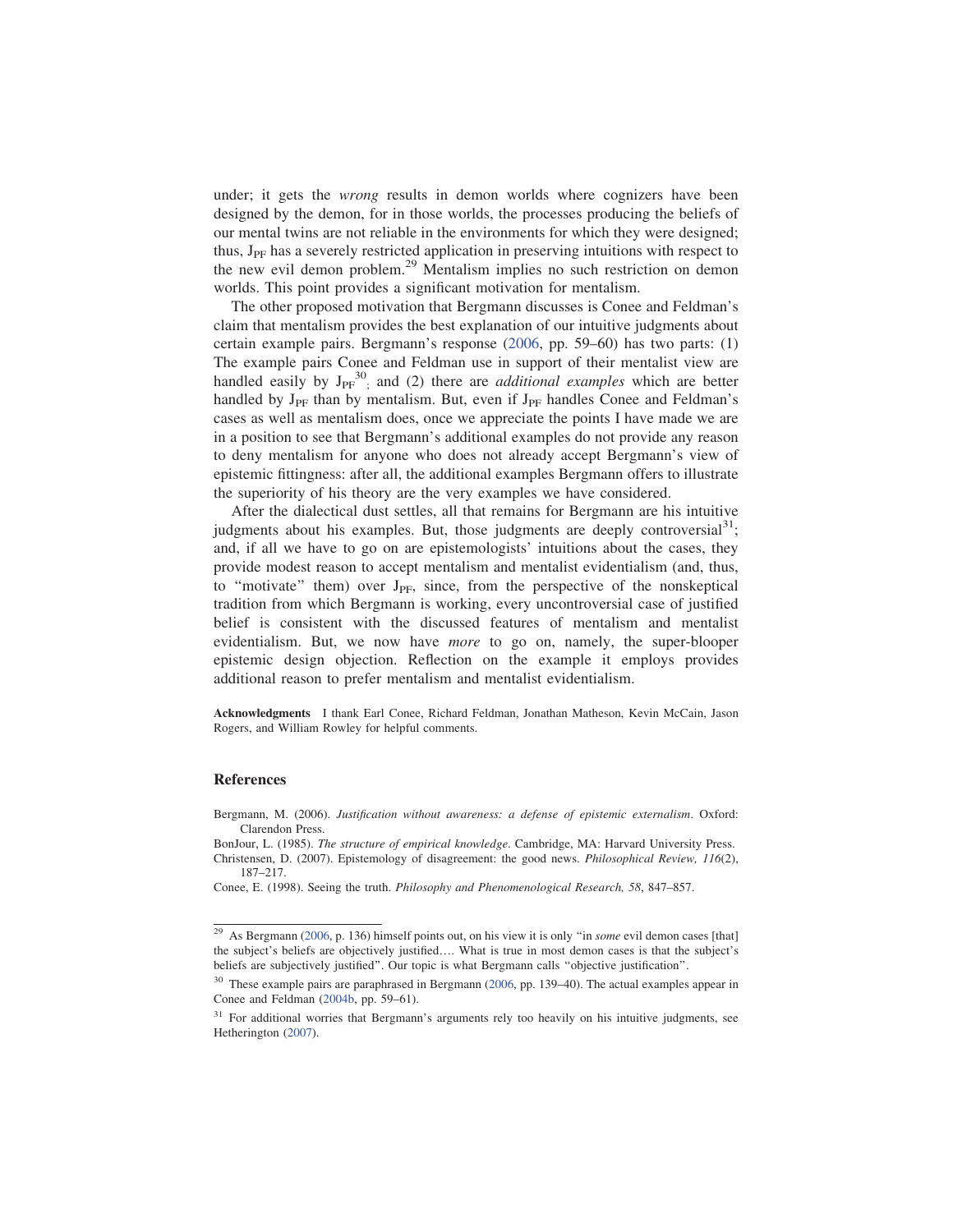under; it gets the *wrong* results in demon worlds where cognizers have been designed by the demon, for in those worlds, the processes producing the beliefs of our mental twins are not reliable in the environments for which they were designed; thus, $J_{PF}$ has a severely restricted application in preserving intuitions with respect to the new evil demon problem.[29] Mentalism implies no such restriction on demon worlds. This point provides a significant motivation for mentalism.

The other proposed motivation that Bergmann discusses is Conee and Feldman's claim that mentalism provides the best explanation of our intuitive judgments about certain example pairs. Bergmann's response (2006, pp. 59–60) has two parts: (1) The example pairs Conee and Feldman use in support of their mentalist view are handled easily by $J_{PF}$[30]; and (2) there are *additional examples* which are better handled by $J_{PF}$ than by mentalism. But, even if $J_{PF}$ handles Conee and Feldman's cases as well as mentalism does, once we appreciate the points I have made we are in a position to see that Bergmann's additional examples do not provide any reason to deny mentalism for anyone who does not already accept Bergmann's view of epistemic fittingness: after all, the additional examples Bergmann offers to illustrate the superiority of his theory are the very examples we have considered.

After the dialectical dust settles, all that remains for Bergmann are his intuitive judgments about his examples. But, those judgments are deeply controversial[31]; and, if all we have to go on are epistemologists' intuitions about the cases, they provide modest reason to accept mentalism and mentalist evidentialism (and, thus, to "motivate" them) over $J_{PF}$, since, from the perspective of the nonskeptical tradition from which Bergmann is working, every uncontroversial case of justified belief is consistent with the discussed features of mentalism and mentalist evidentialism. But, we now have *more* to go on, namely, the super-blooper epistemic design objection. Reflection on the example it employs provides additional reason to prefer mentalism and mentalist evidentialism.

**Acknowledgments** I thank Earl Conee, Richard Feldman, Jonathan Matheson, Kevin McCain, Jason Rogers, and William Rowley for helpful comments.

## References

Bergmann, M. (2006). *Justification without awareness: a defense of epistemic externalism*. Oxford: Clarendon Press.

BonJour, L. (1985). *The structure of empirical knowledge*. Cambridge, MA: Harvard University Press.

Christensen, D. (2007). Epistemology of disagreement: the good news. *Philosophical Review, 116*(2), 187–217.

Conee, E. (1998). Seeing the truth. *Philosophy and Phenomenological Research, 58*, 847–857.

---

[29] As Bergmann (2006, p. 136) himself points out, on his view it is only "in *some* evil demon cases [that] the subject's beliefs are objectively justified…. What is true in most demon cases is that the subject's beliefs are subjectively justified". Our topic is what Bergmann calls "objective justification".

[30] These example pairs are paraphrased in Bergmann (2006, pp. 139–40). The actual examples appear in Conee and Feldman (2004b, pp. 59–61).

[31] For additional worries that Bergmann's arguments rely too heavily on his intuitive judgments, see Hetherington (2007).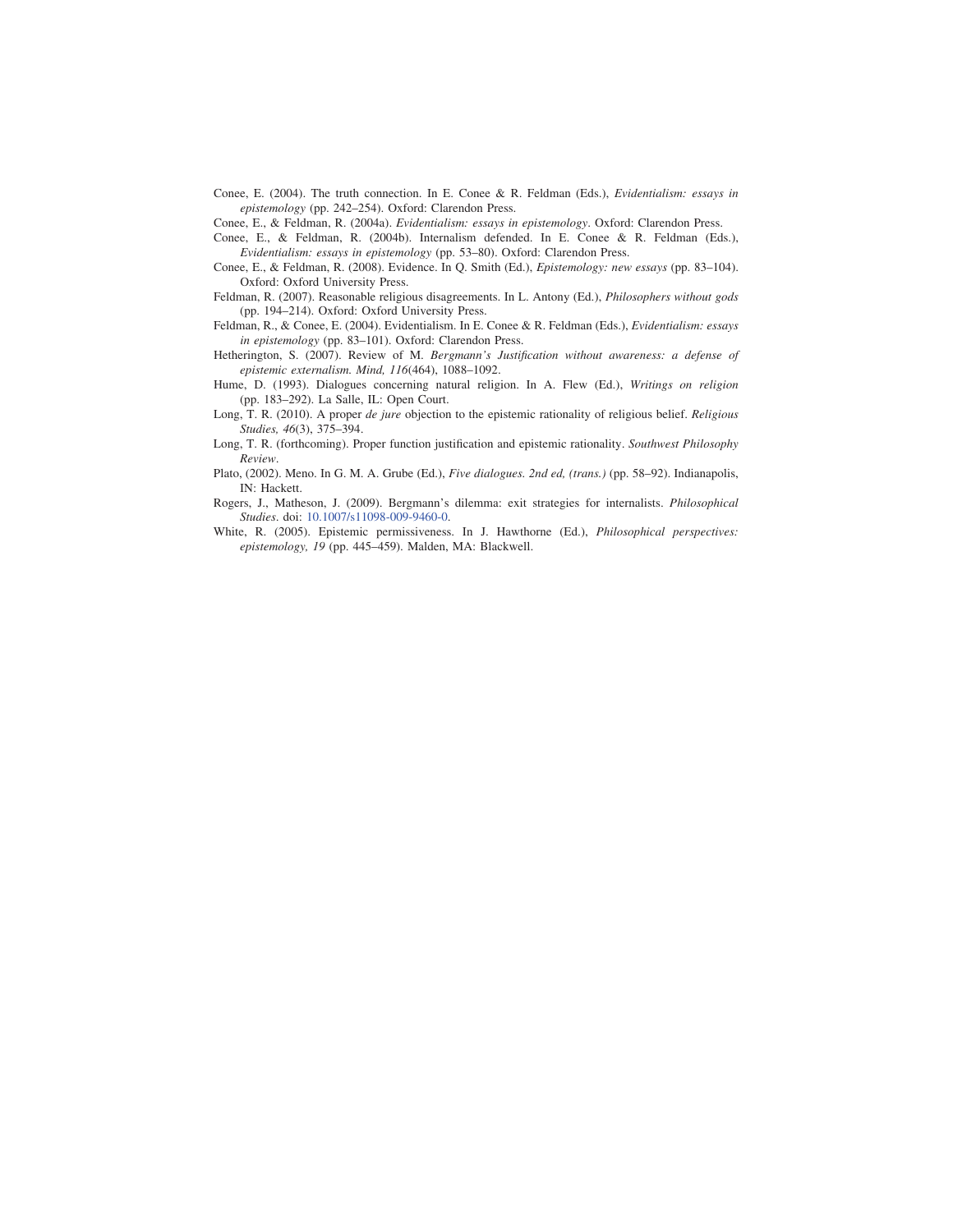Conee, E. (2004). The truth connection. In E. Conee & R. Feldman (Eds.), *Evidentialism: essays in epistemology* (pp. 242–254). Oxford: Clarendon Press.

Conee, E., & Feldman, R. (2004a). *Evidentialism: essays in epistemology*. Oxford: Clarendon Press.

Conee, E., & Feldman, R. (2004b). Internalism defended. In E. Conee & R. Feldman (Eds.), *Evidentialism: essays in epistemology* (pp. 53–80). Oxford: Clarendon Press.

Conee, E., & Feldman, R. (2008). Evidence. In Q. Smith (Ed.), *Epistemology: new essays* (pp. 83–104). Oxford: Oxford University Press.

Feldman, R. (2007). Reasonable religious disagreements. In L. Antony (Ed.), *Philosophers without gods* (pp. 194–214). Oxford: Oxford University Press.

Feldman, R., & Conee, E. (2004). Evidentialism. In E. Conee & R. Feldman (Eds.), *Evidentialism: essays in epistemology* (pp. 83–101). Oxford: Clarendon Press.

Hetherington, S. (2007). Review of M. *Bergmann's Justification without awareness: a defense of epistemic externalism. Mind, 116*(464), 1088–1092.

Hume, D. (1993). Dialogues concerning natural religion. In A. Flew (Ed.), *Writings on religion* (pp. 183–292). La Salle, IL: Open Court.

Long, T. R. (2010). A proper *de jure* objection to the epistemic rationality of religious belief. *Religious Studies, 46*(3), 375–394.

Long, T. R. (forthcoming). Proper function justification and epistemic rationality. *Southwest Philosophy Review*.

Plato, (2002). Meno. In G. M. A. Grube (Ed.), *Five dialogues. 2nd ed, (trans.)* (pp. 58–92). Indianapolis, IN: Hackett.

Rogers, J., Matheson, J. (2009). Bergmann's dilemma: exit strategies for internalists. *Philosophical Studies*. doi: 10.1007/s11098-009-9460-0.

White, R. (2005). Epistemic permissiveness. In J. Hawthorne (Ed.), *Philosophical perspectives: epistemology, 19* (pp. 445–459). Malden, MA: Blackwell.